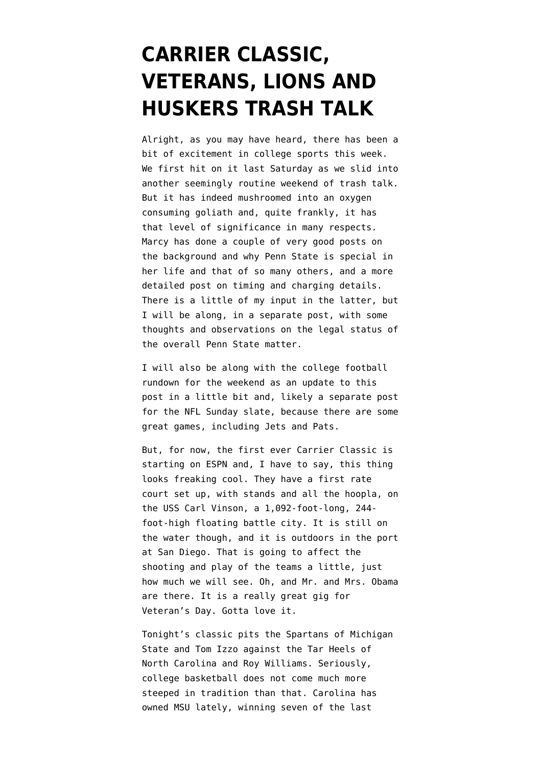# CARRIER CLASSIC, VETERANS, LIONS AND HUSKERS TRASH TALK

Alright, as you may have heard, there has been a bit of excitement in college sports this week. We first hit on it last Saturday as we slid into another seemingly routine weekend of trash talk. But it has indeed mushroomed into an oxygen consuming goliath and, quite frankly, it has that level of significance in many respects. Marcy has done a couple of very good posts on the background and why Penn State is special in her life and that of so many others, and a more detailed post on timing and charging details. There is a little of my input in the latter, but I will be along, in a separate post, with some thoughts and observations on the legal status of the overall Penn State matter.

I will also be along with the college football rundown for the weekend as an update to this post in a little bit and, likely a separate post for the NFL Sunday slate, because there are some great games, including Jets and Pats.

But, for now, the first ever Carrier Classic is starting on ESPN and, I have to say, this thing looks freaking cool. They have a first rate court set up, with stands and all the hoopla, on the USS Carl Vinson, a 1,092-foot-long, 244-foot-high floating battle city. It is still on the water though, and it is outdoors in the port at San Diego. That is going to affect the shooting and play of the teams a little, just how much we will see. Oh, and Mr. and Mrs. Obama are there. It is a really great gig for Veteran's Day. Gotta love it.

Tonight's classic pits the Spartans of Michigan State and Tom Izzo against the Tar Heels of North Carolina and Roy Williams. Seriously, college basketball does not come much more steeped in tradition than that. Carolina has owned MSU lately, winning seven of the last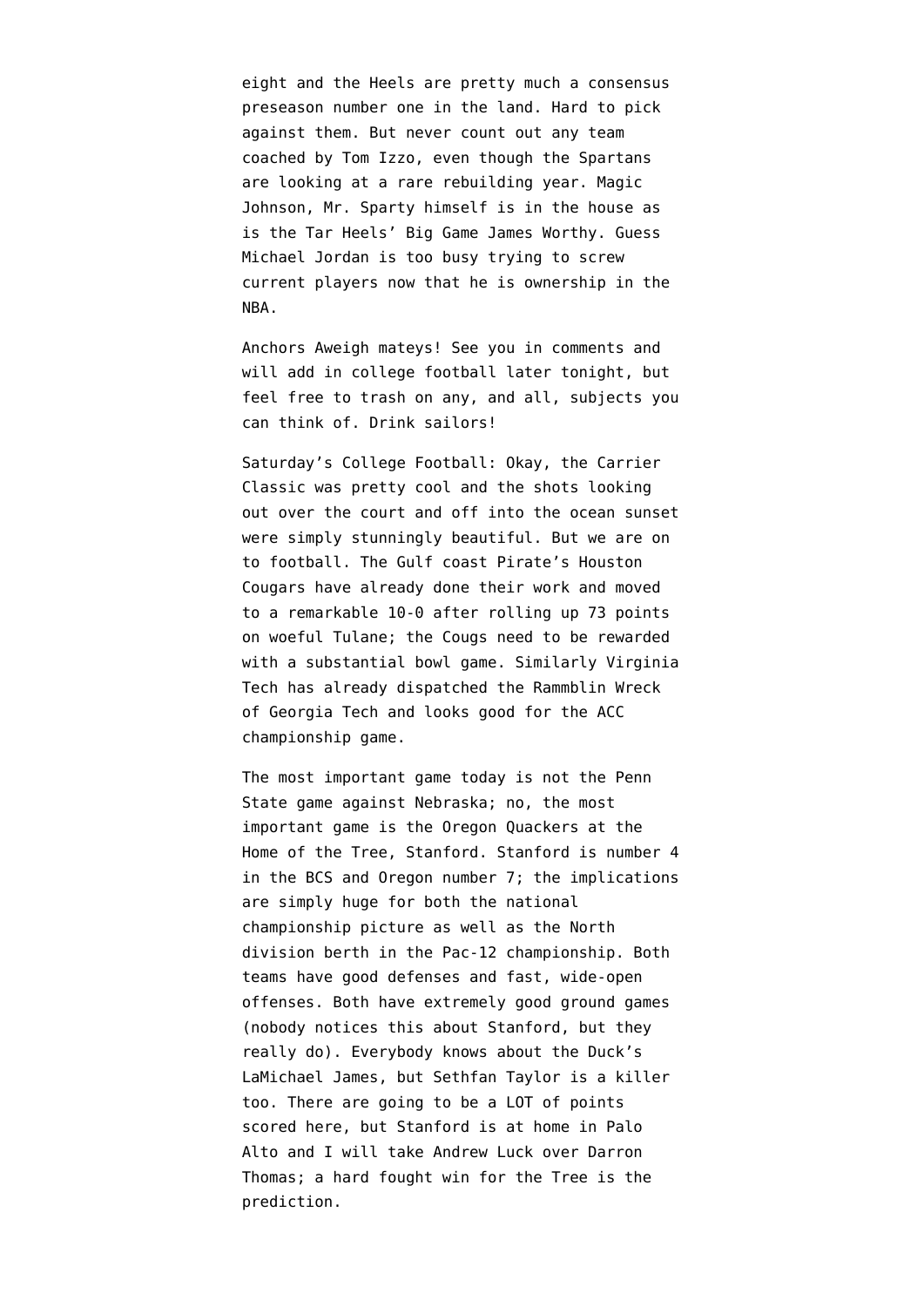eight and the Heels are pretty much a consensus preseason number one in the land. Hard to pick against them. But never count out any team coached by Tom Izzo, even though the Spartans are looking at a rare rebuilding year. Magic Johnson, Mr. Sparty himself is in the house as is the Tar Heels' Big Game James Worthy. Guess Michael Jordan is too busy trying to screw current players now that he is ownership in the NBA.

Anchors Aweigh mateys! See you in comments and will add in college football later tonight, but feel free to trash on any, and all, subjects you can think of. Drink sailors!

Saturday's College Football: Okay, the Carrier Classic was pretty cool and the shots looking out over the court and off into the ocean sunset were simply stunningly beautiful. But we are on to football. The Gulf coast Pirate's Houston Cougars have already done their work and moved to a remarkable 10-0 after rolling up 73 points on woeful Tulane; the Cougs need to be rewarded with a substantial bowl game. Similarly Virginia Tech has already dispatched the Rammblin Wreck of Georgia Tech and looks good for the ACC championship game.

The most important game today is not the Penn State game against Nebraska; no, the most important game is the Oregon Quackers at the Home of the Tree, Stanford. Stanford is number 4 in the BCS and Oregon number 7; the implications are simply huge for both the national championship picture as well as the North division berth in the Pac-12 championship. Both teams have good defenses and fast, wide-open offenses. Both have extremely good ground games (nobody notices this about Stanford, but they really do). Everybody knows about the Duck's LaMichael James, but Sethfan Taylor is a killer too. There are going to be a LOT of points scored here, but Stanford is at home in Palo Alto and I will take Andrew Luck over Darron Thomas; a hard fought win for the Tree is the prediction.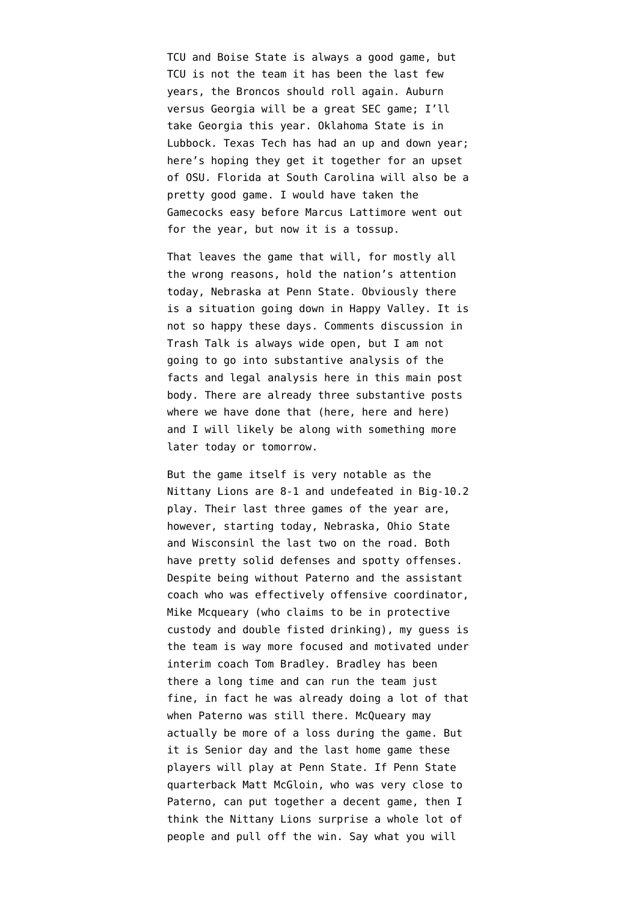TCU and Boise State is always a good game, but TCU is not the team it has been the last few years, the Broncos should roll again. Auburn versus Georgia will be a great SEC game; I'll take Georgia this year. Oklahoma State is in Lubbock. Texas Tech has had an up and down year; here's hoping they get it together for an upset of OSU. Florida at South Carolina will also be a pretty good game. I would have taken the Gamecocks easy before Marcus Lattimore went out for the year, but now it is a tossup.

That leaves the game that will, for mostly all the wrong reasons, hold the nation's attention today, Nebraska at Penn State. Obviously there is a situation going down in Happy Valley. It is not so happy these days. Comments discussion in Trash Talk is always wide open, but I am not going to go into substantive analysis of the facts and legal analysis here in this main post body. There are already three substantive posts where we have done that (here, here and here) and I will likely be along with something more later today or tomorrow.

But the game itself is very notable as the Nittany Lions are 8-1 and undefeated in Big-10.2 play. Their last three games of the year are, however, starting today, Nebraska, Ohio State and Wisconsinl the last two on the road. Both have pretty solid defenses and spotty offenses. Despite being without Paterno and the assistant coach who was effectively offensive coordinator, Mike Mcqueary (who claims to be in protective custody and double fisted drinking), my guess is the team is way more focused and motivated under interim coach Tom Bradley. Bradley has been there a long time and can run the team just fine, in fact he was already doing a lot of that when Paterno was still there. McQueary may actually be more of a loss during the game. But it is Senior day and the last home game these players will play at Penn State. If Penn State quarterback Matt McGloin, who was very close to Paterno, can put together a decent game, then I think the Nittany Lions surprise a whole lot of people and pull off the win. Say what you will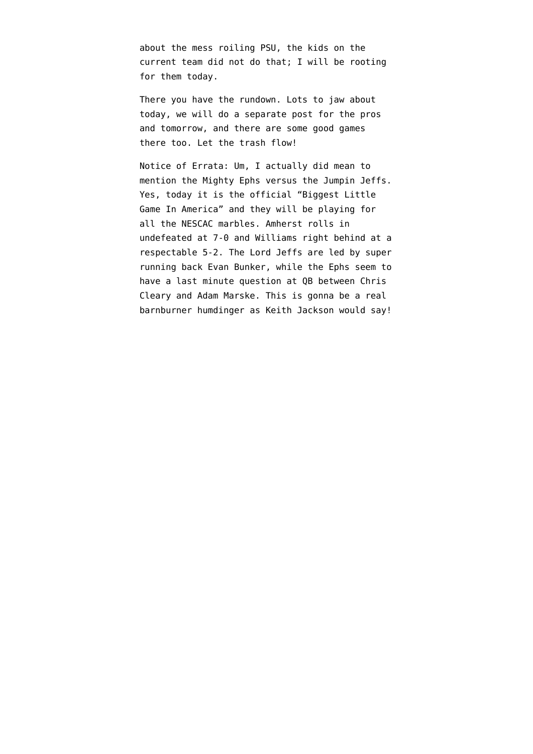about the mess roiling PSU, the kids on the current team did not do that; I will be rooting for them today.

There you have the rundown. Lots to jaw about today, we will do a separate post for the pros and tomorrow, and there are some good games there too. Let the trash flow!

Notice of Errata: Um, I actually did mean to mention the Mighty Ephs versus the Jumpin Jeffs. Yes, today it is the official “Biggest Little Game In America” and they will be playing for all the NESCAC marbles. Amherst rolls in undefeated at 7-0 and Williams right behind at a respectable 5-2. The Lord Jeffs are led by super running back Evan Bunker, while the Ephs seem to have a last minute question at QB between Chris Cleary and Adam Marske. This is gonna be a real barnburner humdinger as Keith Jackson would say!